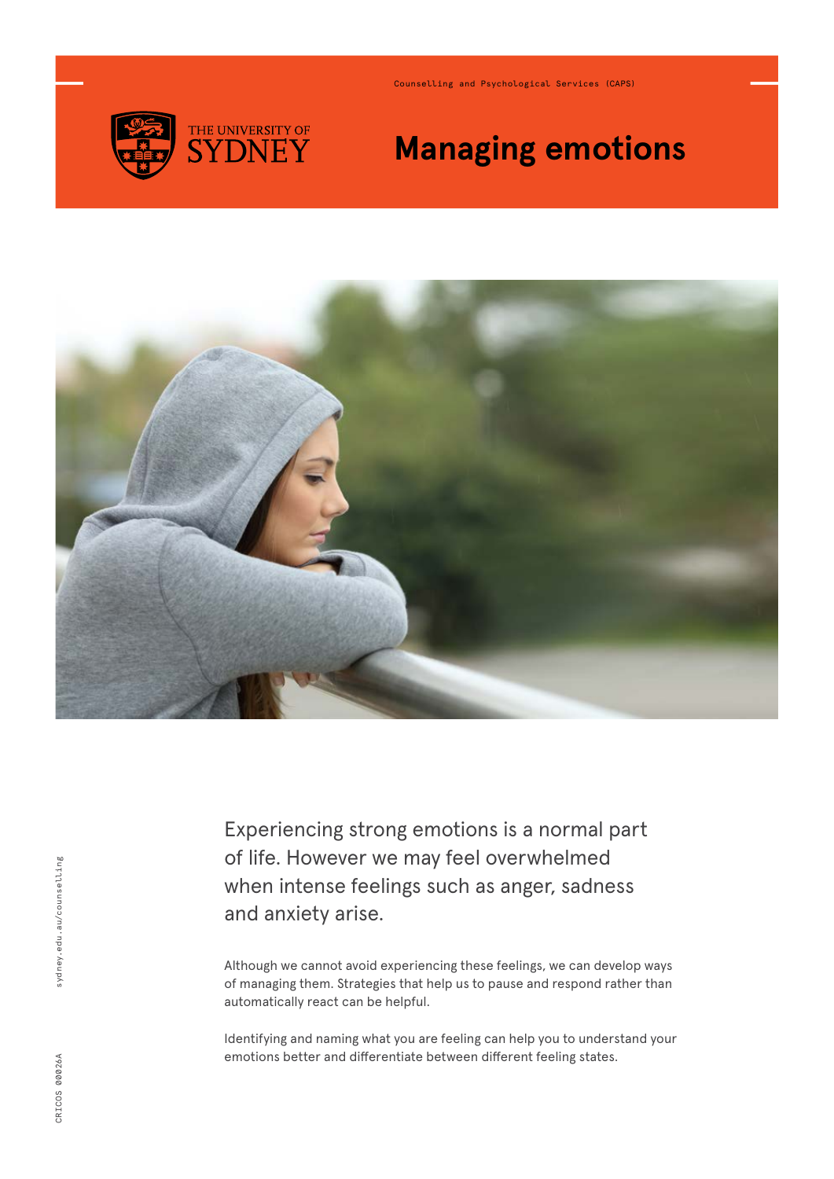Counselling and Psychological Services (CAPS)

# Managing emotions

Experiencing strong emotions is a normal part of life. However we may feel overwhelmed when intense feelings such as anger, sadness and anxiety arise.

Although we cannot avoid experiencing these feelings, we can develop ways of managing them. Strategies that help us to pause and respond rather than automatically react can be helpful.

Identifying and naming what you are feeling can help you to understand your emotions better and differentiate between different feeling states.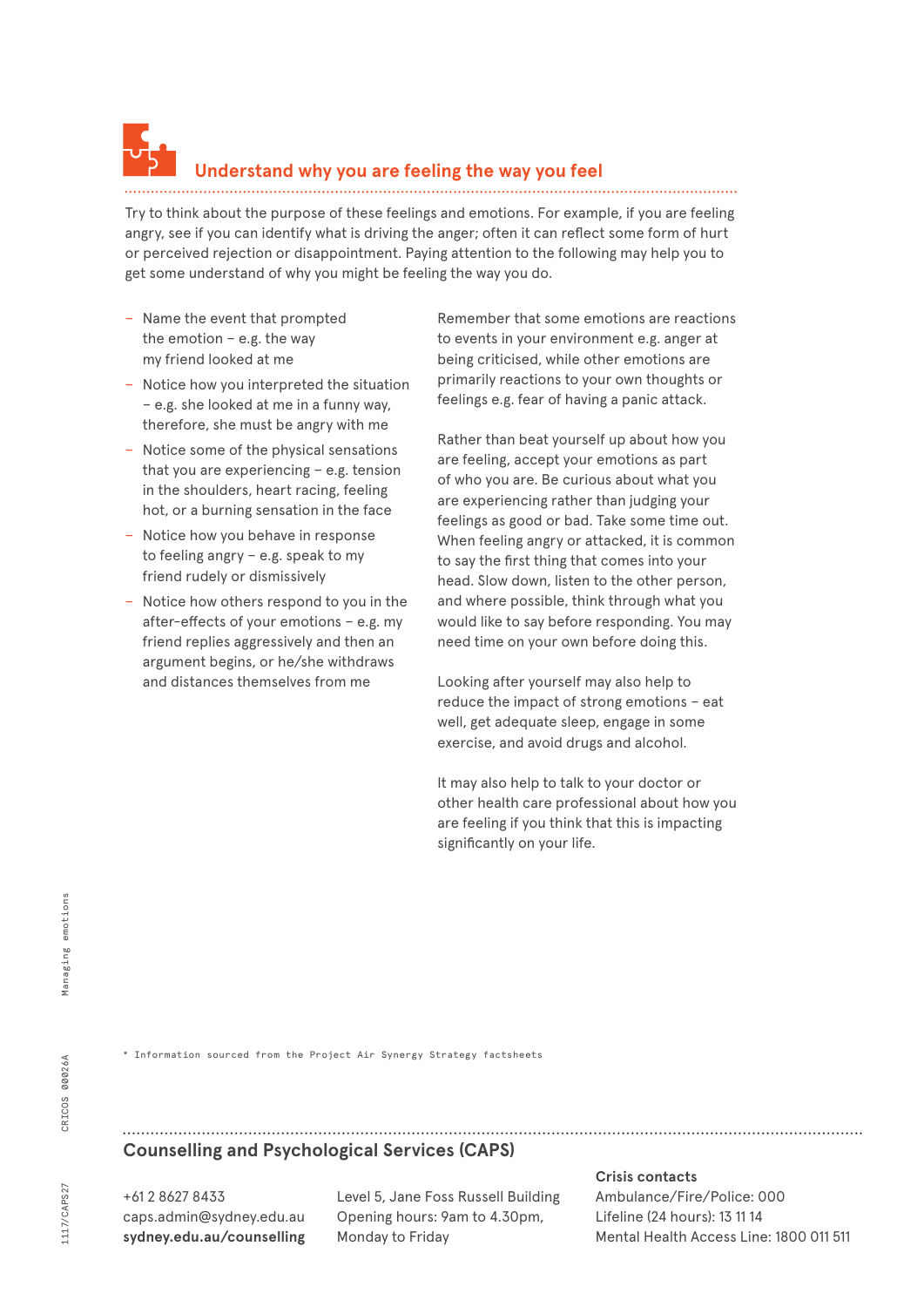## Understand why you are feeling the way you feel

Try to think about the purpose of these feelings and emotions. For example, if you are feeling angry, see if you can identify what is driving the anger; often it can reflect some form of hurt or perceived rejection or disappointment. Paying attention to the following may help you to get some understand of why you might be feeling the way you do.

- Name the event that prompted the emotion – e.g. the way my friend looked at me
- Notice how you interpreted the situation – e.g. she looked at me in a funny way, therefore, she must be angry with me
- Notice some of the physical sensations that you are experiencing – e.g. tension in the shoulders, heart racing, feeling hot, or a burning sensation in the face
- Notice how you behave in response to feeling angry – e.g. speak to my friend rudely or dismissively
- Notice how others respond to you in the after-effects of your emotions – e.g. my friend replies aggressively and then an argument begins, or he/she withdraws and distances themselves from me

Remember that some emotions are reactions to events in your environment e.g. anger at being criticised, while other emotions are primarily reactions to your own thoughts or feelings e.g. fear of having a panic attack.

Rather than beat yourself up about how you are feeling, accept your emotions as part of who you are. Be curious about what you are experiencing rather than judging your feelings as good or bad. Take some time out. When feeling angry or attacked, it is common to say the first thing that comes into your head. Slow down, listen to the other person, and where possible, think through what you would like to say before responding. You may need time on your own before doing this.

Looking after yourself may also help to reduce the impact of strong emotions – eat well, get adequate sleep, engage in some exercise, and avoid drugs and alcohol.

It may also help to talk to your doctor or other health care professional about how you are feeling if you think that this is impacting significantly on your life.

* Information sourced from the Project Air Synergy Strategy factsheets

## Counselling and Psychological Services (CAPS)

+61 2 8627 8433
caps.admin@sydney.edu.au
**sydney.edu.au/counselling**

Level 5, Jane Foss Russell Building
Opening hours: 9am to 4.30pm, Monday to Friday

**Crisis contacts**
Ambulance/Fire/Police: 000
Lifeline (24 hours): 13 11 14
Mental Health Access Line: 1800 011 511

Managing emotions

CRICOS 00026A

1117/CAPS27